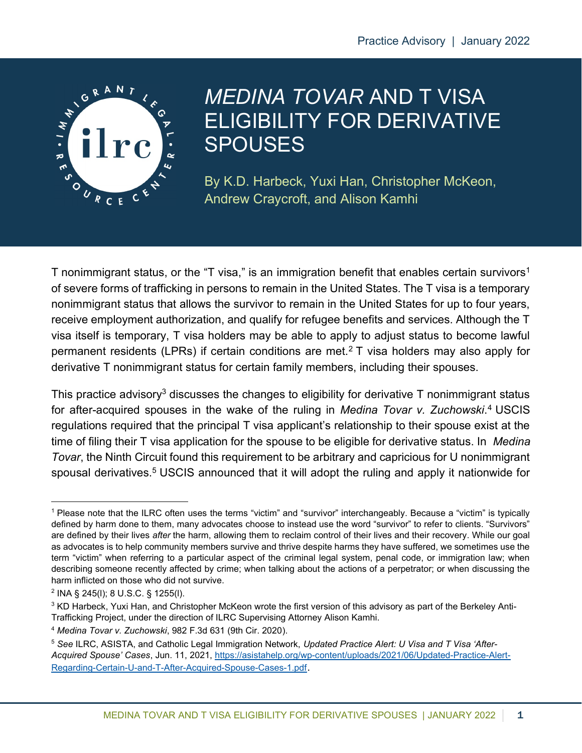Practice Advisory | January 2022

# *MEDINA TOVAR* AND T VISA ELIGIBILITY FOR DERIVATIVE SPOUSES

By K.D. Harbeck, Yuxi Han, Christopher McKeon, Andrew Craycroft, and Alison Kamhi

T nonimmigrant status, or the "T visa," is an immigration benefit that enables certain survivors[1] of severe forms of trafficking in persons to remain in the United States. The T visa is a temporary nonimmigrant status that allows the survivor to remain in the United States for up to four years, receive employment authorization, and qualify for refugee benefits and services. Although the T visa itself is temporary, T visa holders may be able to apply to adjust status to become lawful permanent residents (LPRs) if certain conditions are met.[2] T visa holders may also apply for derivative T nonimmigrant status for certain family members, including their spouses.

This practice advisory[3] discusses the changes to eligibility for derivative T nonimmigrant status for after-acquired spouses in the wake of the ruling in *Medina Tovar v. Zuchowski*.[4] USCIS regulations required that the principal T visa applicant's relationship to their spouse exist at the time of filing their T visa application for the spouse to be eligible for derivative status. In *Medina Tovar*, the Ninth Circuit found this requirement to be arbitrary and capricious for U nonimmigrant spousal derivatives.[5] USCIS announced that it will adopt the ruling and apply it nationwide for

---

[1] Please note that the ILRC often uses the terms "victim" and "survivor" interchangeably. Because a "victim" is typically defined by harm done to them, many advocates choose to instead use the word "survivor" to refer to clients. "Survivors" are defined by their lives *after* the harm, allowing them to reclaim control of their lives and their recovery. While our goal as advocates is to help community members survive and thrive despite harms they have suffered, we sometimes use the term "victim" when referring to a particular aspect of the criminal legal system, penal code, or immigration law; when describing someone recently affected by crime; when talking about the actions of a perpetrator; or when discussing the harm inflicted on those who did not survive.

[2] INA § 245(l); 8 U.S.C. § 1255(l).

[3] KD Harbeck, Yuxi Han, and Christopher McKeon wrote the first version of this advisory as part of the Berkeley Anti-Trafficking Project, under the direction of ILRC Supervising Attorney Alison Kamhi.

[4] *Medina Tovar v. Zuchowski*, 982 F.3d 631 (9th Cir. 2020).

[5] *See* ILRC, ASISTA, and Catholic Legal Immigration Network, *Updated Practice Alert: U Visa and T Visa 'After-Acquired Spouse' Cases*, Jun. 11, 2021, https://asistahelp.org/wp-content/uploads/2021/06/Updated-Practice-Alert-Regarding-Certain-U-and-T-After-Acquired-Spouse-Cases-1.pdf.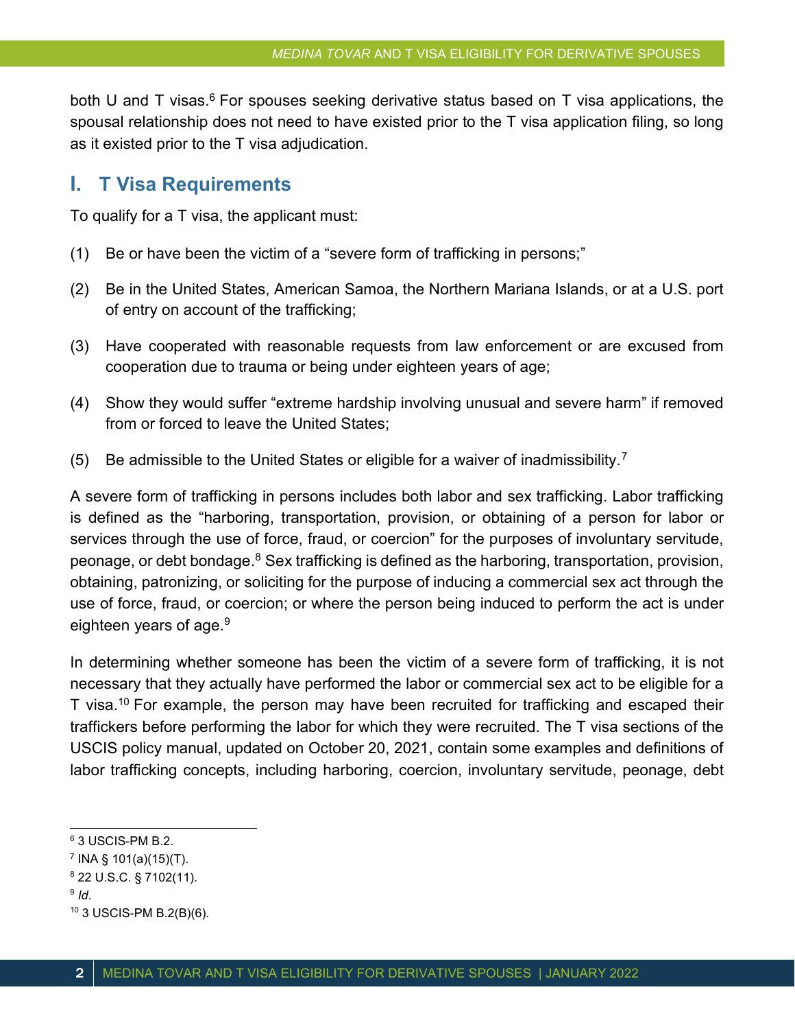both U and T visas.[6] For spouses seeking derivative status based on T visa applications, the spousal relationship does not need to have existed prior to the T visa application filing, so long as it existed prior to the T visa adjudication.

## I. T Visa Requirements

To qualify for a T visa, the applicant must:

(1) Be or have been the victim of a "severe form of trafficking in persons;"

(2) Be in the United States, American Samoa, the Northern Mariana Islands, or at a U.S. port of entry on account of the trafficking;

(3) Have cooperated with reasonable requests from law enforcement or are excused from cooperation due to trauma or being under eighteen years of age;

(4) Show they would suffer "extreme hardship involving unusual and severe harm" if removed from or forced to leave the United States;

(5) Be admissible to the United States or eligible for a waiver of inadmissibility.[7]

A severe form of trafficking in persons includes both labor and sex trafficking. Labor trafficking is defined as the "harboring, transportation, provision, or obtaining of a person for labor or services through the use of force, fraud, or coercion" for the purposes of involuntary servitude, peonage, or debt bondage.[8] Sex trafficking is defined as the harboring, transportation, provision, obtaining, patronizing, or soliciting for the purpose of inducing a commercial sex act through the use of force, fraud, or coercion; or where the person being induced to perform the act is under eighteen years of age.[9]

In determining whether someone has been the victim of a severe form of trafficking, it is not necessary that they actually have performed the labor or commercial sex act to be eligible for a T visa.[10] For example, the person may have been recruited for trafficking and escaped their traffickers before performing the labor for which they were recruited. The T visa sections of the USCIS policy manual, updated on October 20, 2021, contain some examples and definitions of labor trafficking concepts, including harboring, coercion, involuntary servitude, peonage, debt

---

[6] 3 USCIS-PM B.2.

[7] INA § 101(a)(15)(T).

[8] 22 U.S.C. § 7102(11).

[9] *Id*.

[10] 3 USCIS-PM B.2(B)(6).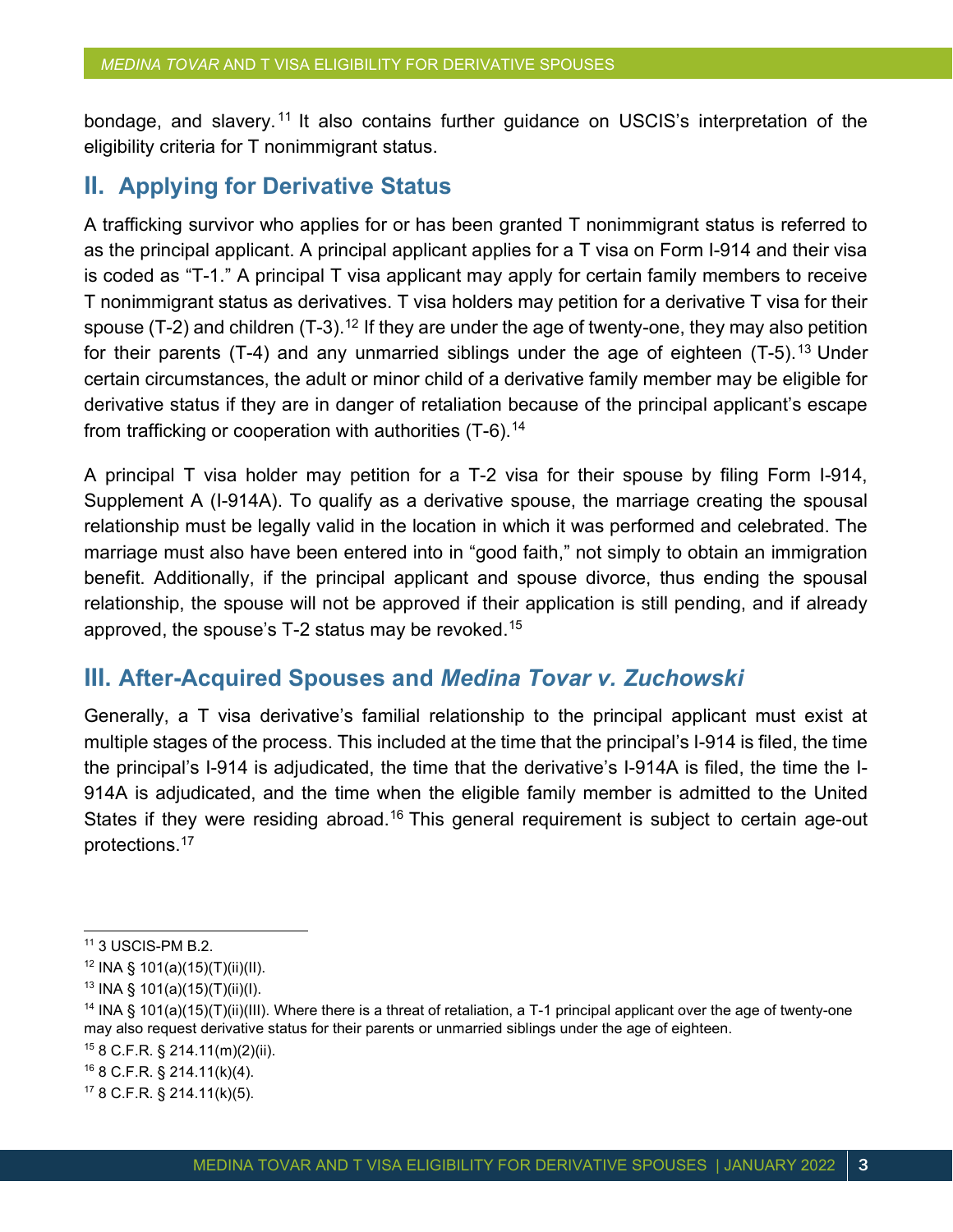bondage, and slavery.[11] It also contains further guidance on USCIS's interpretation of the eligibility criteria for T nonimmigrant status.

## II. Applying for Derivative Status

A trafficking survivor who applies for or has been granted T nonimmigrant status is referred to as the principal applicant. A principal applicant applies for a T visa on Form I-914 and their visa is coded as "T-1." A principal T visa applicant may apply for certain family members to receive T nonimmigrant status as derivatives. T visa holders may petition for a derivative T visa for their spouse (T-2) and children (T-3).[12] If they are under the age of twenty-one, they may also petition for their parents (T-4) and any unmarried siblings under the age of eighteen (T-5).[13] Under certain circumstances, the adult or minor child of a derivative family member may be eligible for derivative status if they are in danger of retaliation because of the principal applicant's escape from trafficking or cooperation with authorities (T-6).[14]

A principal T visa holder may petition for a T-2 visa for their spouse by filing Form I-914, Supplement A (I-914A). To qualify as a derivative spouse, the marriage creating the spousal relationship must be legally valid in the location in which it was performed and celebrated. The marriage must also have been entered into in "good faith," not simply to obtain an immigration benefit. Additionally, if the principal applicant and spouse divorce, thus ending the spousal relationship, the spouse will not be approved if their application is still pending, and if already approved, the spouse's T-2 status may be revoked.[15]

## III. After-Acquired Spouses and *Medina Tovar v. Zuchowski*

Generally, a T visa derivative's familial relationship to the principal applicant must exist at multiple stages of the process. This included at the time that the principal's I-914 is filed, the time the principal's I-914 is adjudicated, the time that the derivative's I-914A is filed, the time the I-914A is adjudicated, and the time when the eligible family member is admitted to the United States if they were residing abroad.[16] This general requirement is subject to certain age-out protections.[17]

---

[11] 3 USCIS-PM B.2.

[12] INA § 101(a)(15)(T)(ii)(II).

[13] INA § 101(a)(15)(T)(ii)(I).

[14] INA § 101(a)(15)(T)(ii)(III). Where there is a threat of retaliation, a T-1 principal applicant over the age of twenty-one may also request derivative status for their parents or unmarried siblings under the age of eighteen.

[15] 8 C.F.R. § 214.11(m)(2)(ii).

[16] 8 C.F.R. § 214.11(k)(4).

[17] 8 C.F.R. § 214.11(k)(5).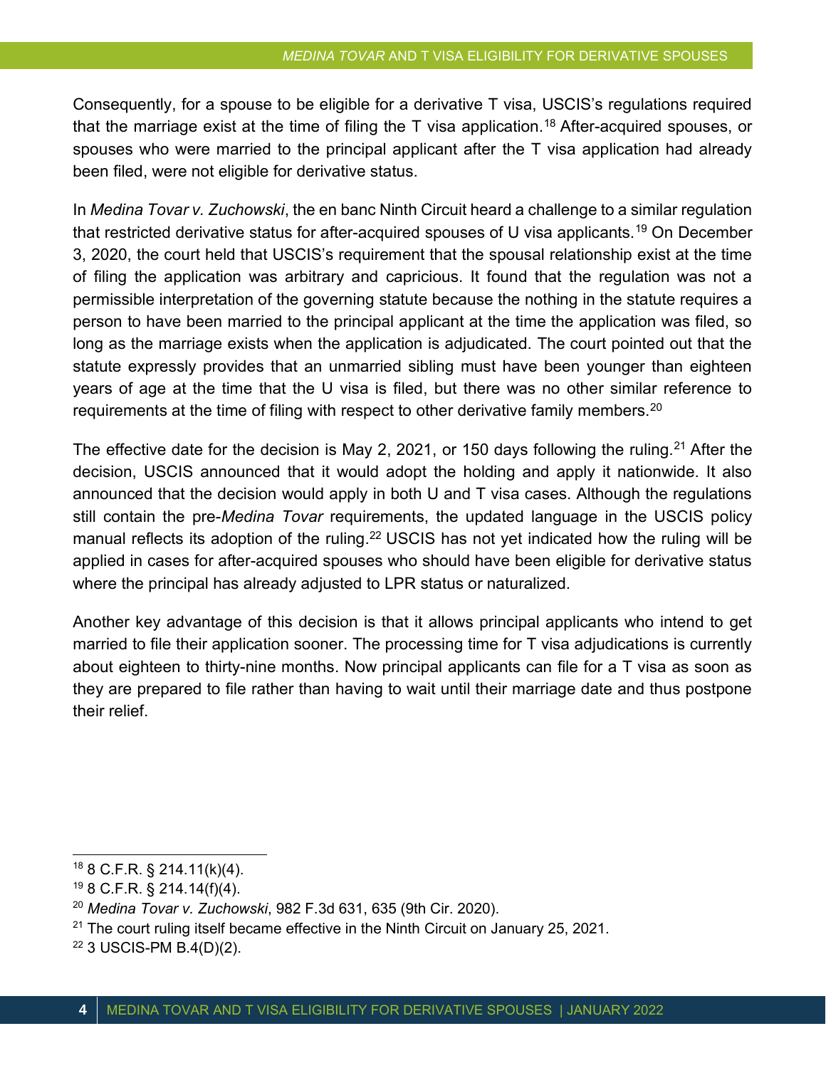Consequently, for a spouse to be eligible for a derivative T visa, USCIS's regulations required that the marriage exist at the time of filing the T visa application.[18] After-acquired spouses, or spouses who were married to the principal applicant after the T visa application had already been filed, were not eligible for derivative status.

In *Medina Tovar v. Zuchowski*, the en banc Ninth Circuit heard a challenge to a similar regulation that restricted derivative status for after-acquired spouses of U visa applicants.[19] On December 3, 2020, the court held that USCIS's requirement that the spousal relationship exist at the time of filing the application was arbitrary and capricious. It found that the regulation was not a permissible interpretation of the governing statute because the nothing in the statute requires a person to have been married to the principal applicant at the time the application was filed, so long as the marriage exists when the application is adjudicated. The court pointed out that the statute expressly provides that an unmarried sibling must have been younger than eighteen years of age at the time that the U visa is filed, but there was no other similar reference to requirements at the time of filing with respect to other derivative family members.[20]

The effective date for the decision is May 2, 2021, or 150 days following the ruling.[21] After the decision, USCIS announced that it would adopt the holding and apply it nationwide. It also announced that the decision would apply in both U and T visa cases. Although the regulations still contain the pre-*Medina Tovar* requirements, the updated language in the USCIS policy manual reflects its adoption of the ruling.[22] USCIS has not yet indicated how the ruling will be applied in cases for after-acquired spouses who should have been eligible for derivative status where the principal has already adjusted to LPR status or naturalized.

Another key advantage of this decision is that it allows principal applicants who intend to get married to file their application sooner. The processing time for T visa adjudications is currently about eighteen to thirty-nine months. Now principal applicants can file for a T visa as soon as they are prepared to file rather than having to wait until their marriage date and thus postpone their relief.

---

[18] 8 C.F.R. § 214.11(k)(4).

[19] 8 C.F.R. § 214.14(f)(4).

[20] *Medina Tovar v. Zuchowski*, 982 F.3d 631, 635 (9th Cir. 2020).

[21] The court ruling itself became effective in the Ninth Circuit on January 25, 2021.

[22] 3 USCIS-PM B.4(D)(2).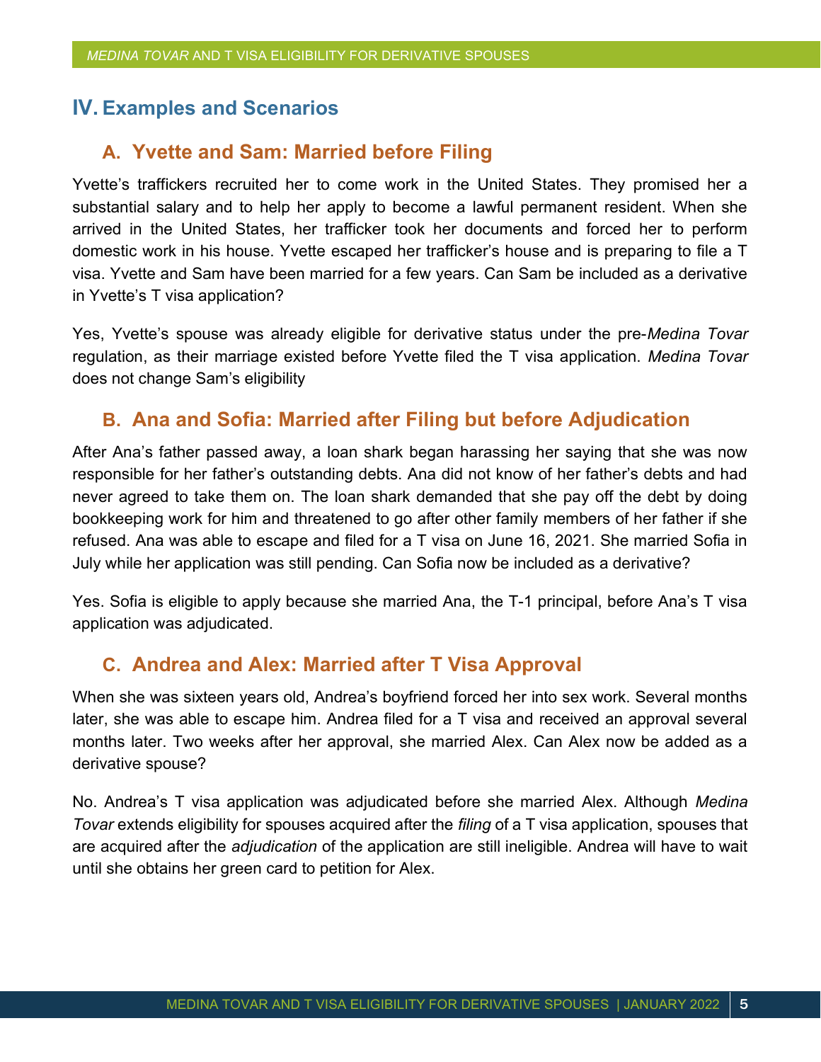## IV. Examples and Scenarios

### A. Yvette and Sam: Married before Filing

Yvette's traffickers recruited her to come work in the United States. They promised her a substantial salary and to help her apply to become a lawful permanent resident. When she arrived in the United States, her trafficker took her documents and forced her to perform domestic work in his house. Yvette escaped her trafficker's house and is preparing to file a T visa. Yvette and Sam have been married for a few years. Can Sam be included as a derivative in Yvette's T visa application?

Yes, Yvette's spouse was already eligible for derivative status under the pre-*Medina Tovar* regulation, as their marriage existed before Yvette filed the T visa application. *Medina Tovar* does not change Sam's eligibility

### B. Ana and Sofia: Married after Filing but before Adjudication

After Ana's father passed away, a loan shark began harassing her saying that she was now responsible for her father's outstanding debts. Ana did not know of her father's debts and had never agreed to take them on. The loan shark demanded that she pay off the debt by doing bookkeeping work for him and threatened to go after other family members of her father if she refused. Ana was able to escape and filed for a T visa on June 16, 2021. She married Sofia in July while her application was still pending. Can Sofia now be included as a derivative?

Yes. Sofia is eligible to apply because she married Ana, the T-1 principal, before Ana's T visa application was adjudicated.

### C. Andrea and Alex: Married after T Visa Approval

When she was sixteen years old, Andrea's boyfriend forced her into sex work. Several months later, she was able to escape him. Andrea filed for a T visa and received an approval several months later. Two weeks after her approval, she married Alex. Can Alex now be added as a derivative spouse?

No. Andrea's T visa application was adjudicated before she married Alex. Although *Medina Tovar* extends eligibility for spouses acquired after the *filing* of a T visa application, spouses that are acquired after the *adjudication* of the application are still ineligible. Andrea will have to wait until she obtains her green card to petition for Alex.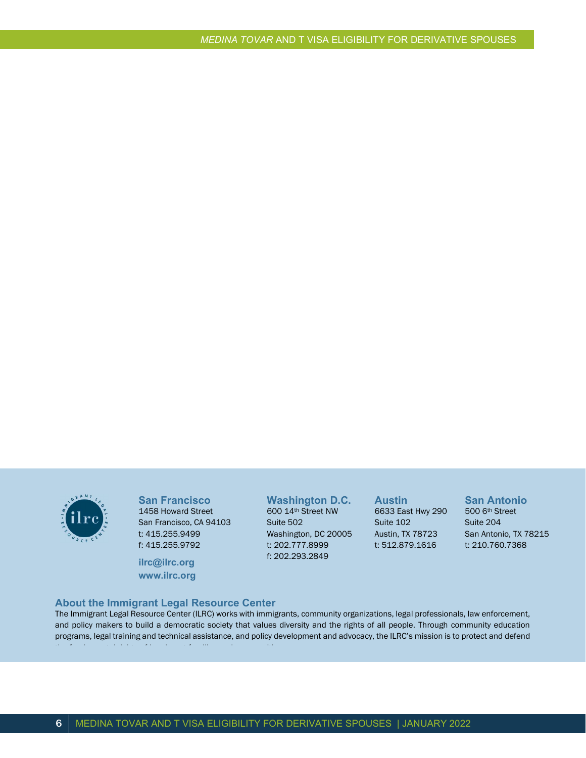**San Francisco**
1458 Howard Street
San Francisco, CA 94103
t: 415.255.9499
f: 415.255.9792

**ilrc@ilrc.org**
**www.ilrc.org**

**Washington D.C.**
600 14th Street NW
Suite 502
Washington, DC 20005
t: 202.777.8999
f: 202.293.2849

**Austin**
6633 East Hwy 290
Suite 102
Austin, TX 78723
t: 512.879.1616

**San Antonio**
500 6th Street
Suite 204
San Antonio, TX 78215
t: 210.760.7368

## About the Immigrant Legal Resource Center

The Immigrant Legal Resource Center (ILRC) works with immigrants, community organizations, legal professionals, law enforcement, and policy makers to build a democratic society that values diversity and the rights of all people. Through community education programs, legal training and technical assistance, and policy development and advocacy, the ILRC's mission is to protect and defend